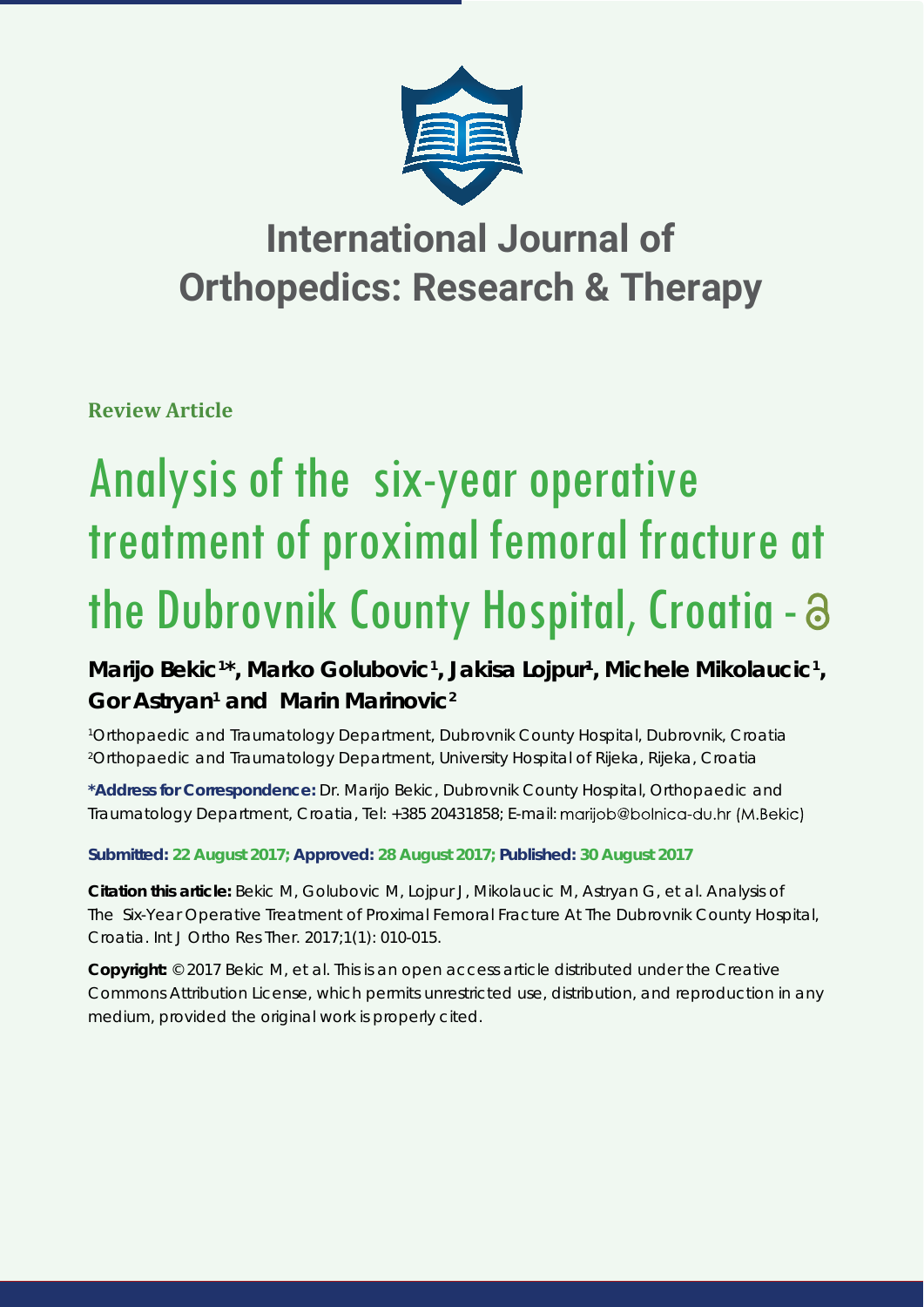# International Journal of Orthopedics: Research & Therapy

**Review Article**

# Analysis of the six-year operative treatment of proximal femoral fracture at the Dubrovnik County Hospital, Croatia

**Marijo Bekic[1]*, Marko Golubovic[1], Jakisa Lojpur[1], Michele Mikolaucic[1], Gor Astryan[1] and Marin Marinovic[2]**

[1]Orthopaedic and Traumatology Department, Dubrovnik County Hospital, Dubrovnik, Croatia
[2]Orthopaedic and Traumatology Department, University Hospital of Rijeka, Rijeka, Croatia

**\*Address for Correspondence:** Dr. Marijo Bekic, Dubrovnik County Hospital, Orthopaedic and Traumatology Department, Croatia, Tel: +385 20431858; E-mail: marijob@bolnica-du.hr (M.Bekic)

**Submitted: 22 August 2017; Approved: 28 August 2017; Published: 30 August 2017**

**Citation this article:** Bekic M, Golubovic M, Lojpur J, Mikolaucic M, Astryan G, et al. Analysis of The Six-Year Operative Treatment of Proximal Femoral Fracture At The Dubrovnik County Hospital, Croatia. Int J Ortho Res Ther. 2017;1(1): 010-015.

**Copyright:** © 2017 Bekic M, et al. This is an open access article distributed under the Creative Commons Attribution License, which permits unrestricted use, distribution, and reproduction in any medium, provided the original work is properly cited.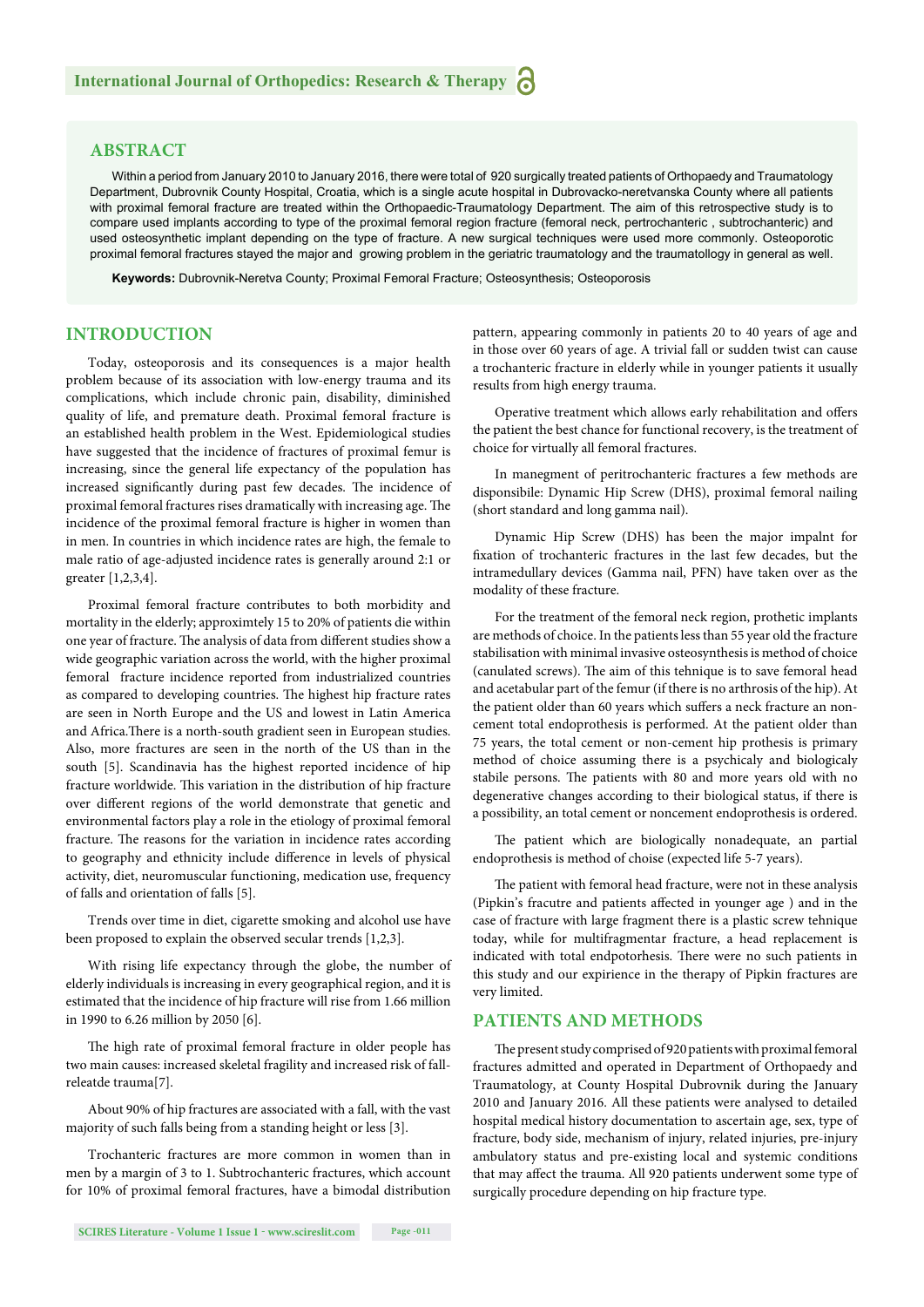## ABSTRACT

Within a period from January 2010 to January 2016, there were total of 920 surgically treated patients of Orthopaedy and Traumatology Department, Dubrovnik County Hospital, Croatia, which is a single acute hospital in Dubrovacko-neretvanska County where all patients with proximal femoral fracture are treated within the Orthopaedic-Traumatology Department. The aim of this retrospective study is to compare used implants according to type of the proximal femoral region fracture (femoral neck, pertrochanteric , subtrochanteric) and used osteosynthetic implant depending on the type of fracture. A new surgical techniques were used more commonly. Osteoporotic proximal femoral fractures stayed the major and growing problem in the geriatric traumatology and the traumatollogy in general as well.

**Keywords:** Dubrovnik-Neretva County; Proximal Femoral Fracture; Osteosynthesis; Osteoporosis

## INTRODUCTION

Today, osteoporosis and its consequences is a major health problem because of its association with low-energy trauma and its complications, which include chronic pain, disability, diminished quality of life, and premature death. Proximal femoral fracture is an established health problem in the West. Epidemiological studies have suggested that the incidence of fractures of proximal femur is increasing, since the general life expectancy of the population has increased significantly during past few decades. The incidence of proximal femoral fractures rises dramatically with increasing age. The incidence of the proximal femoral fracture is higher in women than in men. In countries in which incidence rates are high, the female to male ratio of age-adjusted incidence rates is generally around 2:1 or greater [1,2,3,4].

Proximal femoral fracture contributes to both morbidity and mortality in the elderly; approximtely 15 to 20% of patients die within one year of fracture. The analysis of data from different studies show a wide geographic variation across the world, with the higher proximal femoral fracture incidence reported from industrialized countries as compared to developing countries. The highest hip fracture rates are seen in North Europe and the US and lowest in Latin America and Africa.There is a north-south gradient seen in European studies. Also, more fractures are seen in the north of the US than in the south [5]. Scandinavia has the highest reported incidence of hip fracture worldwide. This variation in the distribution of hip fracture over different regions of the world demonstrate that genetic and environmental factors play a role in the etiology of proximal femoral fracture. The reasons for the variation in incidence rates according to geography and ethnicity include difference in levels of physical activity, diet, neuromuscular functioning, medication use, frequency of falls and orientation of falls [5].

Trends over time in diet, cigarette smoking and alcohol use have been proposed to explain the observed secular trends [1,2,3].

With rising life expectancy through the globe, the number of elderly individuals is increasing in every geographical region, and it is estimated that the incidence of hip fracture will rise from 1.66 million in 1990 to 6.26 million by 2050 [6].

The high rate of proximal femoral fracture in older people has two main causes: increased skeletal fragility and increased risk of fall-releatde trauma[7].

About 90% of hip fractures are associated with a fall, with the vast majority of such falls being from a standing height or less [3].

Trochanteric fractures are more common in women than in men by a margin of 3 to 1. Subtrochanteric fractures, which account for 10% of proximal femoral fractures, have a bimodal distribution pattern, appearing commonly in patients 20 to 40 years of age and in those over 60 years of age. A trivial fall or sudden twist can cause a trochanteric fracture in elderly while in younger patients it usually results from high energy trauma.

Operative treatment which allows early rehabilitation and offers the patient the best chance for functional recovery, is the treatment of choice for virtually all femoral fractures.

In manegment of peritrochanteric fractures a few methods are disponsibile: Dynamic Hip Screw (DHS), proximal femoral nailing (short standard and long gamma nail).

Dynamic Hip Screw (DHS) has been the major impalnt for fixation of trochanteric fractures in the last few decades, but the intramedullary devices (Gamma nail, PFN) have taken over as the modality of these fracture.

For the treatment of the femoral neck region, prothetic implants are methods of choice. In the patients less than 55 year old the fracture stabilisation with minimal invasive osteosynthesis is method of choice (canulated screws). The aim of this tehnique is to save femoral head and acetabular part of the femur (if there is no arthrosis of the hip). At the patient older than 60 years which suffers a neck fracture an non-cement total endoprothesis is performed. At the patient older than 75 years, the total cement or non-cement hip prothesis is primary method of choice assuming there is a psychicaly and biologicaly stabile persons. The patients with 80 and more years old with no degenerative changes according to their biological status, if there is a possibility, an total cement or noncement endoprothesis is ordered.

The patient which are biologically nonadequate, an partial endoprothesis is method of choise (expected life 5-7 years).

The patient with femoral head fracture, were not in these analysis (Pipkin's fracutre and patients affected in younger age ) and in the case of fracture with large fragment there is a plastic screw tehnique today, while for multifragmentar fracture, a head replacement is indicated with total endpotorhesis. There were no such patients in this study and our expirience in the therapy of Pipkin fractures are very limited.

## PATIENTS AND METHODS

The present study comprised of 920 patients with proximal femoral fractures admitted and operated in Department of Orthopaedy and Traumatology, at County Hospital Dubrovnik during the January 2010 and January 2016. All these patients were analysed to detailed hospital medical history documentation to ascertain age, sex, type of fracture, body side, mechanism of injury, related injuries, pre-injury ambulatory status and pre-existing local and systemic conditions that may affect the trauma. All 920 patients underwent some type of surgically procedure depending on hip fracture type.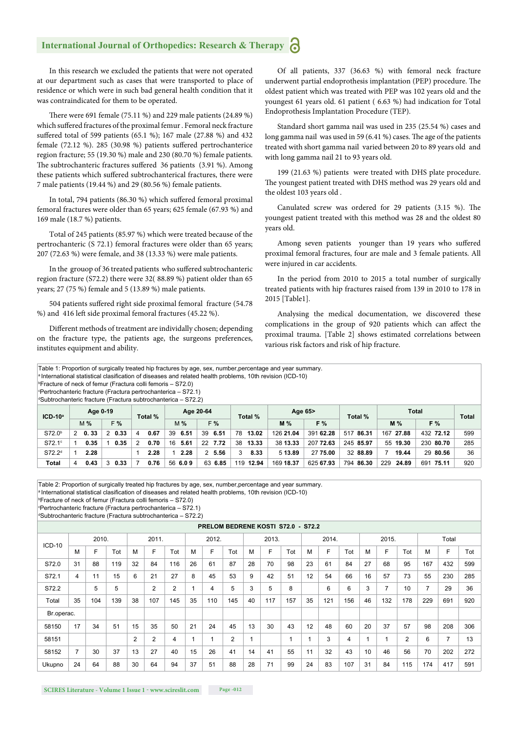In this research we excluded the patients that were not operated at our department such as cases that were transported to place of residence or which were in such bad general health condition that it was contraindicated for them to be operated.

There were 691 female (75.11 %) and 229 male patients (24.89 %) which suffered fractures of the proximal femur . Femoral neck fracture suffered total of 599 patients (65.1 %); 167 male (27.88 %) and 432 female (72.12 %). 285 (30.98 %) patients suffered pertrochanterice region fracture; 55 (19.30 %) male and 230 (80.70 %) female patients. The subtrochanteric fractures suffered 36 patients (3.91 %). Among these patients which suffered subtrochanterical fractures, there were 7 male patients (19.44 %) and 29 (80.56 %) female patients.

In total, 794 patients (86.30 %) which suffered femoral proximal femoral fractures were older than 65 years; 625 female (67.93 %) and 169 male (18.7 %) patients.

Total of 245 patients (85.97 %) which were treated because of the pertrochanteric (S 72.1) femoral fractures were older than 65 years; 207 (72.63 %) were female, and 38 (13.33 %) were male patients.

In the grouop of 36 treated patients who suffered subtrochanteric region fracture (S72.2) there were 32( 88.89 %) patient older than 65 years; 27 (75 %) female and 5 (13.89 %) male patients.

504 patients suffered right side proximal femoral fracture (54.78 %) and 416 left side proximal femoral fractures (45.22 %).

Different methods of treatment are individally chosen; depending on the fracture type, the patients age, the surgeons preferences, institutes equipment and ability.

Of all patients, 337 (36.63 %) with femoral neck fracture underwent partial endoprothesis implantation (PEP) procedure. The oldest patient which was treated with PEP was 102 years old and the youngest 61 years old. 61 patient ( 6.63 %) had indication for Total Endoprothesis Implantation Procedure (TEP).

Standard short gamma nail was used in 235 (25.54 %) cases and long gamma nail was used in 59 (6.41 %) cases. The age of the patients treated with short gamma nail varied between 20 to 89 years old and with long gamma nail 21 to 93 years old.

199 (21.63 %) patients were treated with DHS plate procedure. The youngest patient treated with DHS method was 29 years old and the oldest 103 years old .

Canulated screw was ordered for 29 patients (3.15 %). The youngest patient treated with this method was 28 and the oldest 80 years old.

Among seven patients younger than 19 years who suffered proximal femoral fractures, four are male and 3 female patients. All were injured in car accidents.

In the period from 2010 to 2015 a total number of surgically treated patients with hip fractures raised from 139 in 2010 to 178 in 2015 [Table1].

Analysing the medical documentation, we discovered these complications in the group of 920 patients which can affect the proximal trauma. [Table 2] shows estimated correlations between various risk factors and risk of hip fracture.

Table 1: Proportion of surgically treated hip fractures by age, sex, number,percentage and year summary.
[a] International statistical clasification of diseases and related health problems, 10th revision (ICD-10)
[b] Fracture of neck of femur (Fractura colli femoris – S72.0)
[c] Pertrochanteric fracture (Fractura pertrochanterica – S72.1)
[d] Subtrochanteric fracture (Fractura subtrochanterica – S72.2)

| ICD-10[a] | Age 0-19 | | Total % | Age 20-64 | | Total % | Age 65> | | Total % | Total | | Total |
|---|---|---|---|---|---|---|---|---|---|---|---|---|
| | M % | F % | | M % | F % | | M % | F % | | M % | F % | |
| S72.0[b] | 2 **0. 33** | 2 **0.33** | 4 **0.67** | 39 **6.51** | 39 **6.51** | 78 **13.02** | 126 **21.04** | 391 **62.28** | 517 **86.31** | 167 **27.88** | 432 **72.12** | 599 |
| S72.1[c] | 1 **0.35** | 1 **0.35** | 2 **0.70** | 16 **5.61** | 22 **7.72** | 38 **13.33** | 38 **13.33** | 207 **72.63** | 245 **85.97** | 55 **19.30** | 230 **80.70** | 285 |
| S72.2[d] | 1 **2.28** | | 1 **2.28** | 1 **2.28** | 2 **5.56** | 3 **8.33** | 5 **13.89** | 27 **75.00** | 32 **88.89** | 7 **19.44** | 29 **80.56** | 36 |
| **Total** | 4 **0.43** | 3 **0.33** | 7 **0.76** | 56 **6.0 9** | 63 **6.85** | 119 **12.94** | 169 **18.37** | 625 **67.93** | 794 **86.30** | 229 **24.89** | 691 **75.11** | 920 |

Table 2: Proportion of surgically treated hip fractures by age, sex, number,percentage and year summary.
[a] International statistical clasification of diseases and related health problems, 10th revision (ICD-10)
[b] Fracture of neck of femur (Fractura colli femoris – S72.0)
[c] Pertrochanteric fracture (Fractura pertrochanterica – S72.1)
[d] Subtrochanteric fracture (Fractura subtrochanterica – S72.2)

| **PRELOM BEDRENE KOSTI S72.0 - S72.2** | | | | | | | | | | | | | | | | | | | | | |
|---|---|---|---|---|---|---|---|---|---|---|---|---|---|---|---|---|---|---|---|---|---|
| ICD-10 | 2010. | | | 2011. | | | 2012. | | | 2013. | | | 2014. | | | 2015. | | | Total | | |
| | M | F | Tot | M | F | Tot | M | F | Tot | M | F | Tot | M | F | Tot | M | F | Tot | M | F | Tot |
| S72.0 | 31 | 88 | 119 | 32 | 84 | 116 | 26 | 61 | 87 | 28 | 70 | 98 | 23 | 61 | 84 | 27 | 68 | 95 | 167 | 432 | 599 |
| S72.1 | 4 | 11 | 15 | 6 | 21 | 27 | 8 | 45 | 53 | 9 | 42 | 51 | 12 | 54 | 66 | 16 | 57 | 73 | 55 | 230 | 285 |
| S72.2 | | 5 | 5 | | 2 | 2 | 1 | 4 | 5 | 3 | 5 | 8 | | 6 | 6 | 3 | 7 | 10 | 7 | 29 | 36 |
| Total | 35 | 104 | 139 | 38 | 107 | 145 | 35 | 110 | 145 | 40 | 117 | 157 | 35 | 121 | 156 | 46 | 132 | 178 | 229 | 691 | 920 |
| Br.operac. | | | | | | | | | | | | | | | | | | | | | |
| 58150 | 17 | 34 | 51 | 15 | 35 | 50 | 21 | 24 | 45 | 13 | 30 | 43 | 12 | 48 | 60 | 20 | 37 | 57 | 98 | 208 | 306 |
| 58151 | | | | 2 | 2 | 4 | 1 | 1 | 2 | 1 | | 1 | 1 | 3 | 4 | 1 | 1 | 2 | 6 | 7 | 13 |
| 58152 | 7 | 30 | 37 | 13 | 27 | 40 | 15 | 26 | 41 | 14 | 41 | 55 | 11 | 32 | 43 | 10 | 46 | 56 | 70 | 202 | 272 |
| Ukupno | 24 | 64 | 88 | 30 | 64 | 94 | 37 | 51 | 88 | 28 | 71 | 99 | 24 | 83 | 107 | 31 | 84 | 115 | 174 | 417 | 591 |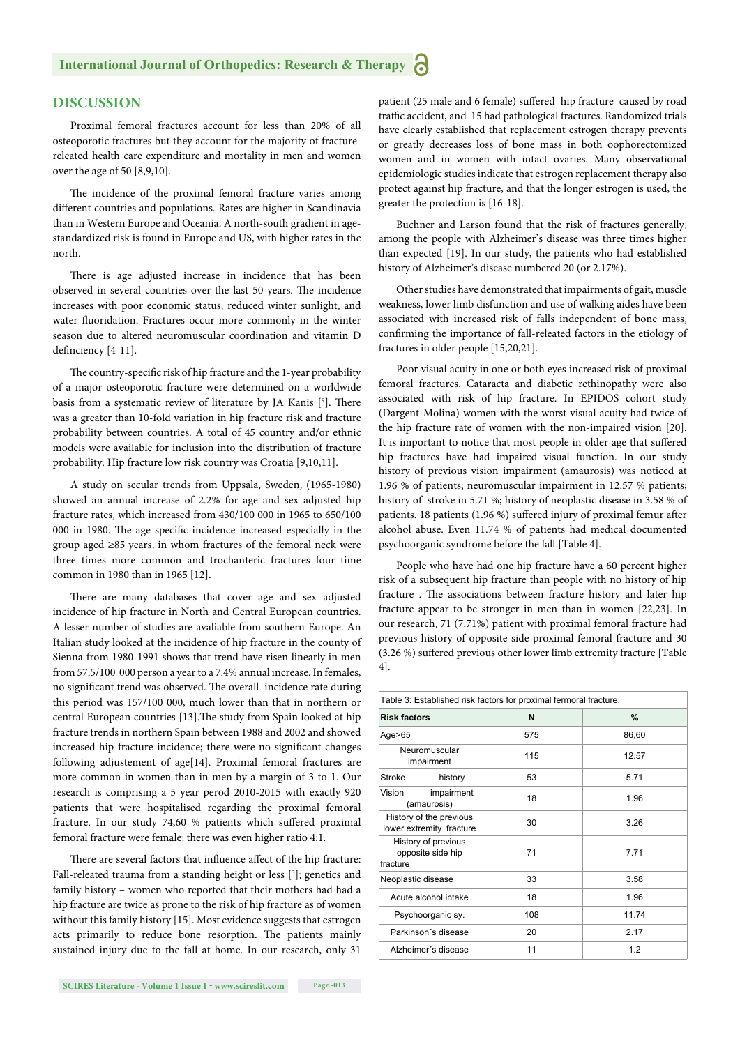## DISCUSSION

Proximal femoral fractures account for less than 20% of all osteoporotic fractures but they account for the majority of fracture-releated health care expenditure and mortality in men and women over the age of 50 [8,9,10].

The incidence of the proximal femoral fracture varies among different countries and populations. Rates are higher in Scandinavia than in Western Europe and Oceania. A north-south gradient in age-standardized risk is found in Europe and US, with higher rates in the north.

There is age adjusted increase in incidence that has been observed in several countries over the last 50 years. The incidence increases with poor economic status, reduced winter sunlight, and water fluoridation. Fractures occur more commonly in the winter season due to altered neuromuscular coordination and vitamin D defienciency [4-11].

The country-specific risk of hip fracture and the 1-year probability of a major osteoporotic fracture were determined on a worldwide basis from a systematic review of literature by JA Kanis [9]. There was a greater than 10-fold variation in hip fracture risk and fracture probability between countries. A total of 45 country and/or ethnic models were available for inclusion into the distribution of fracture probability. Hip fracture low risk country was Croatia [9,10,11].

A study on secular trends from Uppsala, Sweden, (1965-1980) showed an annual increase of 2.2% for age and sex adjusted hip fracture rates, which increased from 430/100 000 in 1965 to 650/100 000 in 1980. The age specific incidence increased especially in the group aged ≥85 years, in whom fractures of the femoral neck were three times more common and trochanteric fractures four time common in 1980 than in 1965 [12].

There are many databases that cover age and sex adjusted incidence of hip fracture in North and Central European countries. A lesser number of studies are avaliable from southern Europe. An Italian study looked at the incidence of hip fracture in the county of Sienna from 1980-1991 shows that trend have risen linearly in men from 57.5/100 000 person a year to a 7.4% annual increase. In females, no significant trend was observed. The overall incidence rate during this period was 157/100 000, much lower than that in northern or central European countries [13].The study from Spain looked at hip fracture trends in northern Spain between 1988 and 2002 and showed increased hip fracture incidence; there were no significant changes following adjustement of age[14]. Proximal femoral fractures are more common in women than in men by a margin of 3 to 1. Our research is comprising a 5 year perod 2010-2015 with exactly 920 patients that were hospitalised regarding the proximal femoral fracture. In our study 74,60 % patients which suffered proximal femoral fracture were female; there was even higher ratio 4:1.

There are several factors that influence affect of the hip fracture: Fall-releated trauma from a standing height or less [3]; genetics and family history – women who reported that their mothers had had a hip fracture are twice as prone to the risk of hip fracture as of women without this family history [15]. Most evidence suggests that estrogen acts primarily to reduce bone resorption. The patients mainly sustained injury due to the fall at home. In our research, only 31 patient (25 male and 6 female) suffered hip fracture caused by road traffic accident, and 15 had pathological fractures. Randomized trials have clearly established that replacement estrogen therapy prevents or greatly decreases loss of bone mass in both oophorectomized women and in women with intact ovaries. Many observational epidemiologic studies indicate that estrogen replacement therapy also protect against hip fracture, and that the longer estrogen is used, the greater the protection is [16-18].

Buchner and Larson found that the risk of fractures generally, among the people with Alzheimer's disease was three times higher than expected [19]. In our study, the patients who had established history of Alzheimer's disease numbered 20 (or 2.17%).

Other studies have demonstrated that impairments of gait, muscle weakness, lower limb disfunction and use of walking aides have been associated with increased risk of falls independent of bone mass, confirming the importance of fall-releated factors in the etiology of fractures in older people [15,20,21].

Poor visual acuity in one or both eyes increased risk of proximal femoral fractures. Cataracta and diabetic rethinopathy were also associated with risk of hip fracture. In EPIDOS cohort study (Dargent-Molina) women with the worst visual acuity had twice of the hip fracture rate of women with the non-impaired vision [20]. It is important to notice that most people in older age that suffered hip fractures have had impaired visual function. In our study history of previous vision impairment (amaurosis) was noticed at 1.96 % of patients; neuromuscular impairment in 12.57 % patients; history of stroke in 5.71 %; history of neoplastic disease in 3.58 % of patients. 18 patients (1.96 %) suffered injury of proximal femur after alcohol abuse. Even 11.74 % of patients had medical documented psychoorganic syndrome before the fall [Table 4].

People who have had one hip fracture have a 60 percent higher risk of a subsequent hip fracture than people with no history of hip fracture . The associations between fracture history and later hip fracture appear to be stronger in men than in women [22,23]. In our research, 71 (7.71%) patient with proximal femoral fracture had previous history of opposite side proximal femoral fracture and 30 (3.26 %) suffered previous other lower limb extremity fracture [Table 4].

Table 3: Established risk factors for proximal femroral fracture.

| Risk factors | N | % |
|---|---|---|
| Age>65 | 575 | 86,60 |
| Neuromuscular impairment | 115 | 12.57 |
| Stroke history | 53 | 5.71 |
| Vision impairment (amaurosis) | 18 | 1.96 |
| History of the previous lower extremity fracture | 30 | 3.26 |
| History of previous opposite side hip fracture | 71 | 7.71 |
| Neoplastic disease | 33 | 3.58 |
| Acute alcohol intake | 18 | 1.96 |
| Psychoorganic sy. | 108 | 11.74 |
| Parkinson´s disease | 20 | 2.17 |
| Alzheimer´s disease | 11 | 1.2 |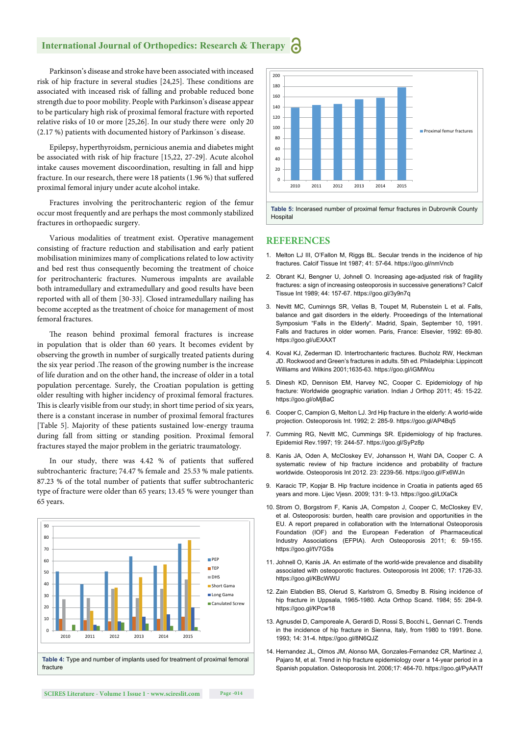Parkinson's disease and stroke have been associated with increased risk of hip fracture in several studies [24,25]. These conditions are associated with increased risk of falling and probable reduced bone strength due to poor mobility. People with Parkinson's disease appear to be particulary high risk of proximal femoral fracture with reported relative risks of 10 or more [25,26]. In our study there were only 20 (2.17 %) patients with documented history of Parkinson´s disease.

Epilepsy, hyperthyroidsm, pernicious anemia and diabetes might be associated with risk of hip fracture [15,22, 27-29]. Acute alcohol intake causes movement discoordination, resulting in fall and hipp fracture. In our research, there were 18 patients (1.96 %) that suffered proximal femoral injury under acute alcohol intake.

Fractures involving the peritrochanteric region of the femur occur most frequently and are perhaps the most commonly stabilized fractures in orthopaedic surgery.

Various modalities of treatment exist. Operative management consisting of fracture reduction and stabilisation and early patient mobilisation minimizes many of complications related to low activity and bed rest thus consequently becoming the treatment of choice for peritrochanteric fractures. Numerous impalnts are available both intramedullary and extramedullary and good results have been reported with all of them [30-33]. Closed intramedullary nailing has become accepted as the treatment of choice for management of most femoral fractures.

The reason behind proximal femoral fractures is increase in population that is older than 60 years. It becomes evident by observing the growth in number of surgically treated patients during the six year period .The reason of the growing number is the increase of life duration and on the other hand, the increase of older in a total population percentage. Surely, the Croatian population is getting older resulting with higher incidency of proximal femoral fractures. This is clearly visible from our study; in short time period of six years, there is a constant increase in number of proximal femoral fractures [Table 5]. Majority of these patients sustained low-energy trauma during fall from sitting or standing position. Proximal femoral fractures stayed the major problem in the geriatric traumatology.

In our study, there was 4.42 % of patients that suffered subtrochanteric fracture; 74.47 % female and 25.53 % male patients. 87.23 % of the total number of patients that suffer subtrochanteric type of fracture were older than 65 years; 13.45 % were younger than 65 years.

| Year | PEP | TEP | DHS | Short Gama | Long Gama | Canulated Screw |
|---|---|---|---|---|---|---|
| 2010 | 51 | 10 | 27 | | | 5 |
| 2011 | 40 | 9 | 28 | 17 | 5 | 4 |
| 2012 | 51 | 8 | 36 | 37 | 8 | 7 |
| 2013 | 64 | 12 | 28 | 46 | 12 | 6 |
| 2014 | 56 | 10 | 36 | 57 | 14 | 4 |
| 2015 | 75 | 12 | 44 | 78 | 20 | 3 |

**Table 4:** Type and number of implants used for treatment of proximal femoral fracture

| Year | Proximal femur fractures |
|---|---|
| 2010 | 139 |
| 2011 | 144 |
| 2012 | 146 |
| 2013 | 155 |
| 2014 | 158 |
| 2015 | 178 |

**Table 5:** Incerased number of proximal femur fractures in Dubrovnik County Hospital

## REFERENCES

1. Melton LJ III, O'Fallon M, Riggs BL. Secular trends in the incidence of hip fractures. Calcif Tissue Int 1987; 41: 57-64. https://goo.gl/nmVncb
2. Obrant KJ, Bengner U, Johnell O. Increasing age-adjusted risk of fragility fractures: a sign of increasing osteoporosis in successive generations? Calcif Tissue Int 1989; 44: 157-67. https://goo.gl/3y9n7q
3. Nevitt MC, Cuminngs SR, Vellas B, Toupet M, Rubenstein L et al. Falls, balance and gait disorders in the elderly. Proceedings of the International Symposium "Falls in the Elderly". Madrid, Spain, September 10, 1991. Falls and fractures in older women. Paris, France: Elsevier, 1992: 69-80. https://goo.gl/uEXAXT
4. Koval KJ, Zederman ID. Intertrochanteric fractures. Bucholz RW, Heckman JD. Rockwood and Green's fractures in adults. 5th ed. Philadelphia: Lippincott Williams and Wilkins 2001;1635-63. https://goo.gl/iGMWcu
5. Dinesh KD, Dennison EM, Harvey NC, Cooper C. Epidemiology of hip fracture: Worldwide geographic variation. Indian J Orthop 2011; 45: 15-22. https://goo.gl/oMjBaC
6. Cooper C, Campion G, Melton LJ. 3rd Hip fracture in the elderly: A world-wide projection. Osteoporosis Int. 1992; 2: 285-9. https://goo.gl/AP4Bq5
7. Cumming RG, Nevitt MC, Cummings SR. Epidemiology of hip fractures. Epidemiol Rev.1997; 19: 244-57. https://goo.gl/SyPz8p
8. Kanis JA, Oden A, McCloskey EV, Johansson H, Wahl DA, Cooper C. A systematic review of hip fracture incidence and probability of fracture worldwide. Osteoporosis Int 2012. 23: 2239-56. https://goo.gl/Fx6WJn
9. Karacic TP, Kopjar B. Hip fracture incidence in Croatia in patients aged 65 years and more. Lijec Vjesn. 2009; 131: 9-13. https://goo.gl/LtXaCk
10. Strom O, Borgstrom F, Kanis JA, Compston J, Cooper C, McCloskey EV, et al. Osteoporosis: burden, health care provision and opportunities in the EU. A report prepared in collaboration with the International Osteoporosis Foundation (IOF) and the European Federation of Pharmaceutical Industry Associations (EFPIA). Arch Osteoporosis 2011; 6: 59-155. https://goo.gl/tV7GSs
11. Johnell O, Kanis JA. An estimate of the world-wide prevalence and disability associated with osteoporotic fractures. Osteoporos Int 2006; 17: 1726-33. https://goo.gl/KBcWWU
12. Zain Elabdien BS, Olerud S, Karlstrom G, Smedby B. Rising incidence of hip fracture in Uppsala, 1965-1980. Acta Orthop Scand. 1984; 55: 284-9. https://goo.gl/KPcw18
13. Agnusdei D, Camporeale A, Gerardi D, Rossi S, Bocchi L, Gennari C. Trends in the incidence of hip fracture in Sienna, Italy, from 1980 to 1991. Bone. 1993; 14: 31-4. https://goo.gl/8N6QJZ
14. Hernandez JL, Olmos JM, Alonso MA, Gonzales-Fernandez CR, Martinez J, Pajaro M, et al. Trend in hip fracture epidemiology over a 14-year period in a Spanish population. Osteoporos Int. 2006;17: 464-70. https://goo.gl/PyAATf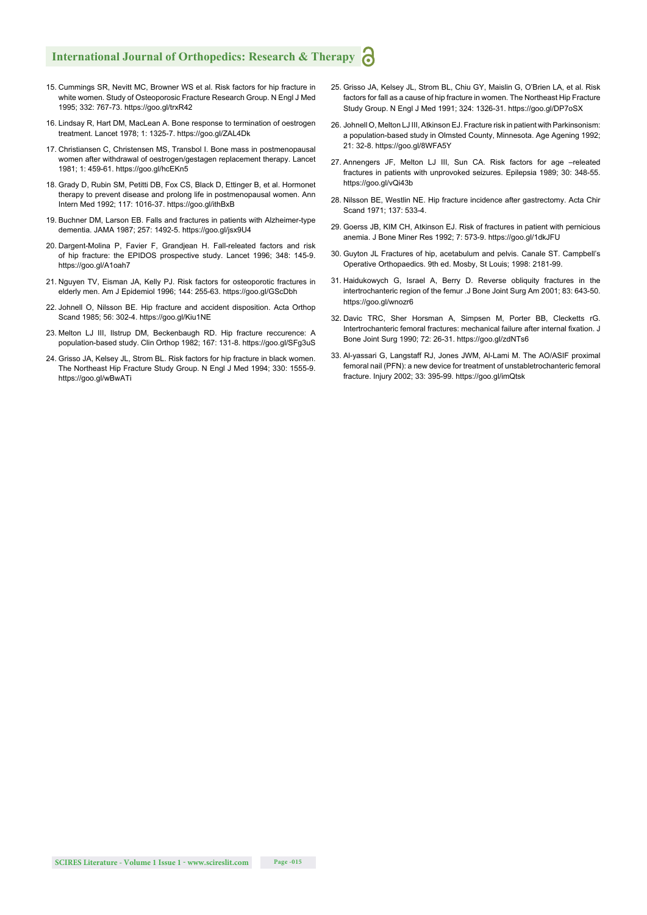15. Cummings SR, Nevitt MC, Browner WS et al. Risk factors for hip fracture in white women. Study of Osteoporosic Fracture Research Group. N Engl J Med 1995; 332: 767-73. https://goo.gl/trxR42

16. Lindsay R, Hart DM, MacLean A. Bone response to termination of oestrogen treatment. Lancet 1978; 1: 1325-7. https://goo.gl/ZAL4Dk

17. Christiansen C, Christensen MS, Transbol I. Bone mass in postmenopausal women after withdrawal of oestrogen/gestagen replacement therapy. Lancet 1981; 1: 459-61. https://goo.gl/hcEKn5

18. Grady D, Rubin SM, Petitti DB, Fox CS, Black D, Ettinger B, et al. Hormonet therapy to prevent disease and prolong life in postmenopausal women. Ann Intern Med 1992; 117: 1016-37. https://goo.gl/ithBxB

19. Buchner DM, Larson EB. Falls and fractures in patients with Alzheimer-type dementia. JAMA 1987; 257: 1492-5. https://goo.gl/jsx9U4

20. Dargent-Molina P, Favier F, Grandjean H. Fall-releated factors and risk of hip fracture: the EPIDOS prospective study. Lancet 1996; 348: 145-9. https://goo.gl/A1oah7

21. Nguyen TV, Eisman JA, Kelly PJ. Risk factors for osteoporotic fractures in elderly men. Am J Epidemiol 1996; 144: 255-63. https://goo.gl/GScDbh

22. Johnell O, Nilsson BE. Hip fracture and accident disposition. Acta Orthop Scand 1985; 56: 302-4. https://goo.gl/Kiu1NE

23. Melton LJ III, Ilstrup DM, Beckenbaugh RD. Hip fracture reccurence: A population-based study. Clin Orthop 1982; 167: 131-8. https://goo.gl/SFg3uS

24. Grisso JA, Kelsey JL, Strom BL. Risk factors for hip fracture in black women. The Northeast Hip Fracture Study Group. N Engl J Med 1994; 330: 1555-9. https://goo.gl/wBwATi

25. Grisso JA, Kelsey JL, Strom BL, Chiu GY, Maislin G, O'Brien LA, et al. Risk factors for fall as a cause of hip fracture in women. The Northeast Hip Fracture Study Group. N Engl J Med 1991; 324: 1326-31. https://goo.gl/DP7oSX

26. Johnell O, Melton LJ III, Atkinson EJ. Fracture risk in patient with Parkinsonism: a population-based study in Olmsted County, Minnesota. Age Agening 1992; 21: 32-8. https://goo.gl/8WFA5Y

27. Annengers JF, Melton LJ III, Sun CA. Risk factors for age –releated fractures in patients with unprovoked seizures. Epilepsia 1989; 30: 348-55. https://goo.gl/vQi43b

28. Nilsson BE, Westlin NE. Hip fracture incidence after gastrectomy. Acta Chir Scand 1971; 137: 533-4.

29. Goerss JB, KIM CH, Atkinson EJ. Risk of fractures in patient with pernicious anemia. J Bone Miner Res 1992; 7: 573-9. https://goo.gl/1dkJFU

30. Guyton JL Fractures of hip, acetabulum and pelvis. Canale ST. Campbell's Operative Orthopaedics. 9th ed. Mosby, St Louis; 1998: 2181-99.

31. Haidukowych G, Israel A, Berry D. Reverse obliquity fractures in the intertrochanteric region of the femur .J Bone Joint Surg Am 2001; 83: 643-50. https://goo.gl/wnozr6

32. Davic TRC, Sher Horsman A, Simpsen M, Porter BB, Clecketts rG. Intertrochanteric femoral fractures: mechanical failure after internal fixation. J Bone Joint Surg 1990; 72: 26-31. https://goo.gl/zdNTs6

33. Al-yassari G, Langstaff RJ, Jones JWM, Al-Lami M. The AO/ASIF proximal femoral nail (PFN): a new device for treatment of unstabletrochanteric femoral fracture. Injury 2002; 33: 395-99. https://goo.gl/imQtsk